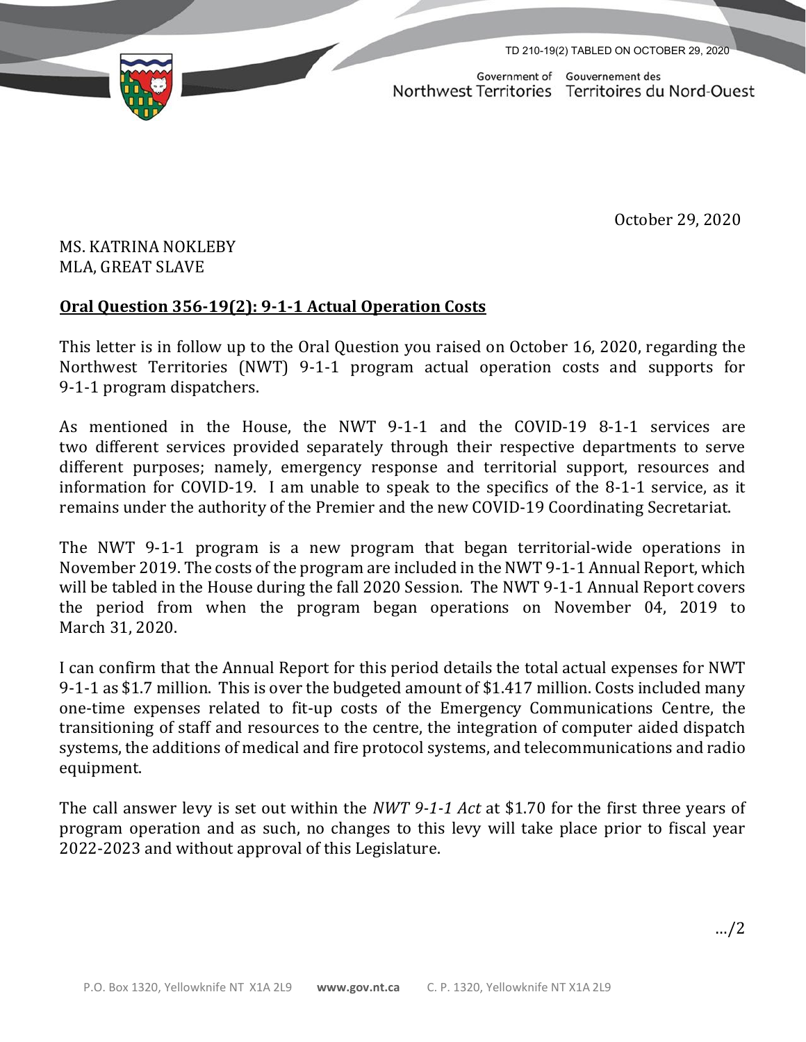TD 210-19(2) TABLED ON OCTOBER 29, 2020

Government of Northwest Territories / Gouvernement des Territoires du Nord-Ouest

October 29, 2020

MS. KATRINA NOKLEBY
MLA, GREAT SLAVE

**Oral Question 356-19(2): 9-1-1 Actual Operation Costs**

This letter is in follow up to the Oral Question you raised on October 16, 2020, regarding the Northwest Territories (NWT) 9-1-1 program actual operation costs and supports for 9-1-1 program dispatchers.

As mentioned in the House, the NWT 9-1-1 and the COVID-19 8-1-1 services are two different services provided separately through their respective departments to serve different purposes; namely, emergency response and territorial support, resources and information for COVID-19. I am unable to speak to the specifics of the 8-1-1 service, as it remains under the authority of the Premier and the new COVID-19 Coordinating Secretariat.

The NWT 9-1-1 program is a new program that began territorial-wide operations in November 2019. The costs of the program are included in the NWT 9-1-1 Annual Report, which will be tabled in the House during the fall 2020 Session. The NWT 9-1-1 Annual Report covers the period from when the program began operations on November 04, 2019 to March 31, 2020.

I can confirm that the Annual Report for this period details the total actual expenses for NWT 9-1-1 as $1.7 million. This is over the budgeted amount of $1.417 million. Costs included many one-time expenses related to fit-up costs of the Emergency Communications Centre, the transitioning of staff and resources to the centre, the integration of computer aided dispatch systems, the additions of medical and fire protocol systems, and telecommunications and radio equipment.

The call answer levy is set out within the *NWT 9-1-1 Act* at $1.70 for the first three years of program operation and as such, no changes to this levy will take place prior to fiscal year 2022-2023 and without approval of this Legislature.

…/2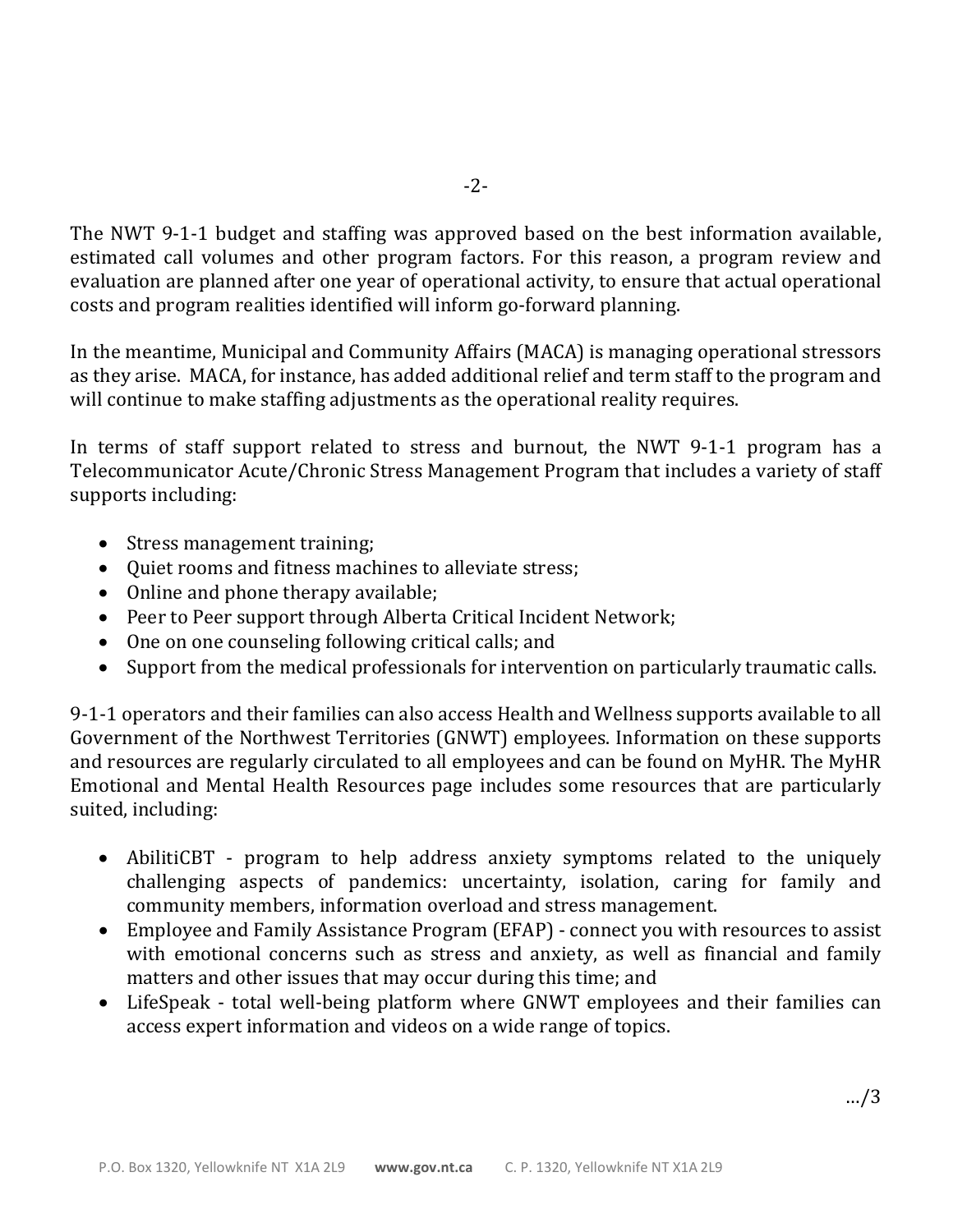The NWT 9-1-1 budget and staffing was approved based on the best information available, estimated call volumes and other program factors. For this reason, a program review and evaluation are planned after one year of operational activity, to ensure that actual operational costs and program realities identified will inform go-forward planning.

In the meantime, Municipal and Community Affairs (MACA) is managing operational stressors as they arise. MACA, for instance, has added additional relief and term staff to the program and will continue to make staffing adjustments as the operational reality requires.

In terms of staff support related to stress and burnout, the NWT 9-1-1 program has a Telecommunicator Acute/Chronic Stress Management Program that includes a variety of staff supports including:

- Stress management training;
- Quiet rooms and fitness machines to alleviate stress;
- Online and phone therapy available;
- Peer to Peer support through Alberta Critical Incident Network;
- One on one counseling following critical calls; and
- Support from the medical professionals for intervention on particularly traumatic calls.

9-1-1 operators and their families can also access Health and Wellness supports available to all Government of the Northwest Territories (GNWT) employees. Information on these supports and resources are regularly circulated to all employees and can be found on MyHR. The MyHR Emotional and Mental Health Resources page includes some resources that are particularly suited, including:

- AbilitiCBT - program to help address anxiety symptoms related to the uniquely challenging aspects of pandemics: uncertainty, isolation, caring for family and community members, information overload and stress management.
- Employee and Family Assistance Program (EFAP) - connect you with resources to assist with emotional concerns such as stress and anxiety, as well as financial and family matters and other issues that may occur during this time; and
- LifeSpeak - total well-being platform where GNWT employees and their families can access expert information and videos on a wide range of topics.

…/3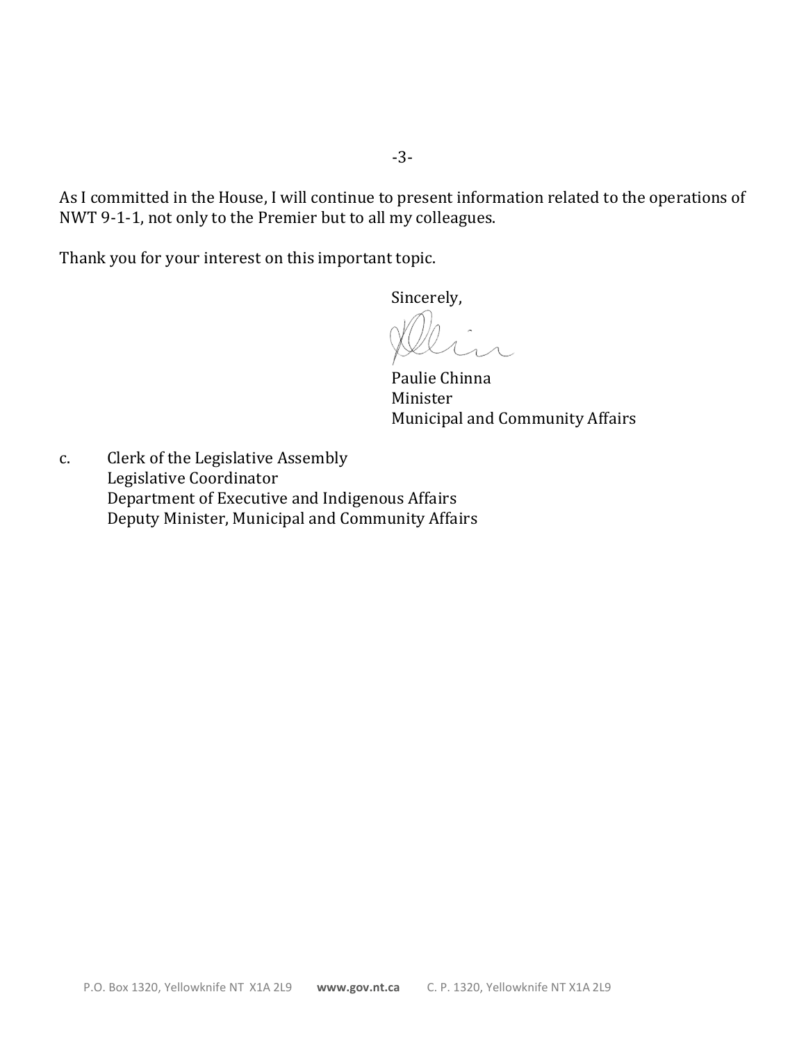As I committed in the House, I will continue to present information related to the operations of NWT 9-1-1, not only to the Premier but to all my colleagues.

Thank you for your interest on this important topic.

Sincerely,

Paulie Chinna
Minister
Municipal and Community Affairs

c. Clerk of the Legislative Assembly
Legislative Coordinator
Department of Executive and Indigenous Affairs
Deputy Minister, Municipal and Community Affairs